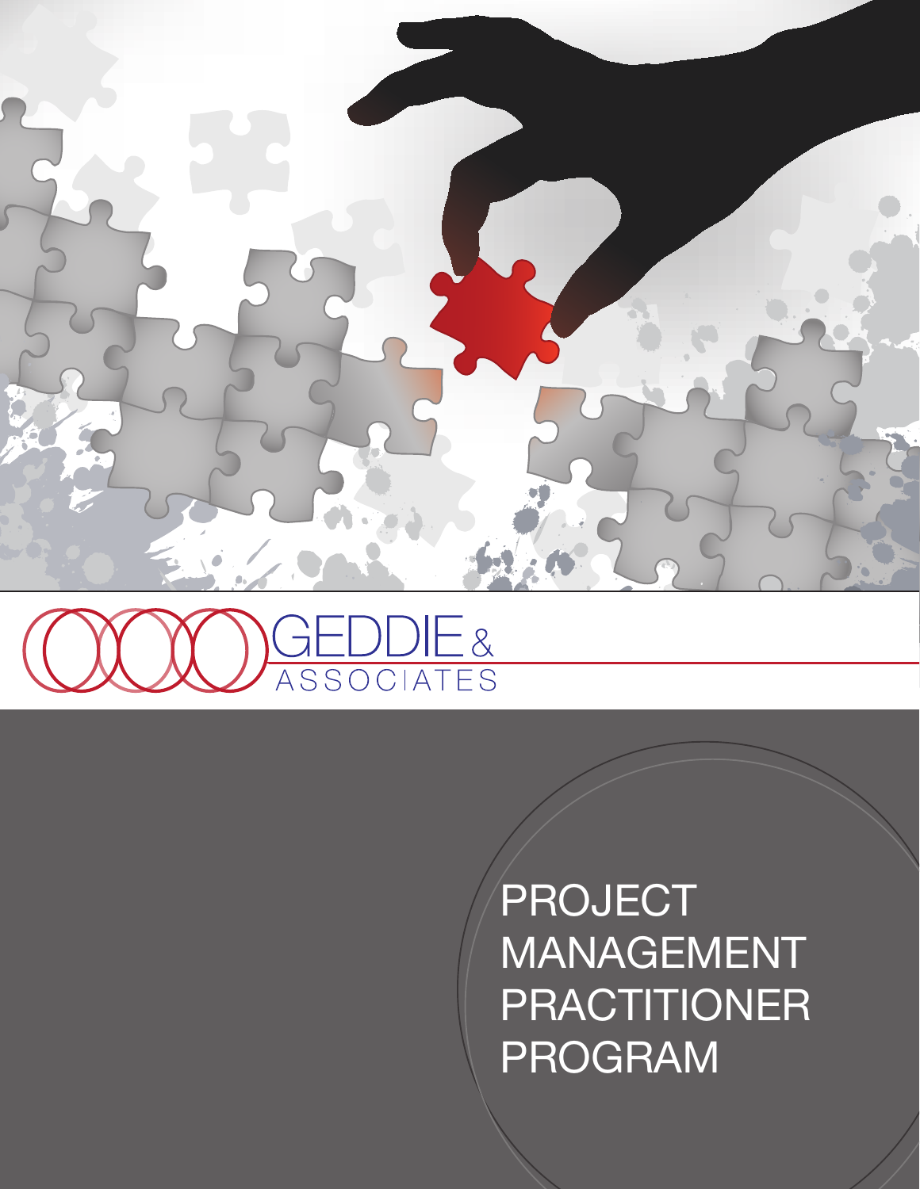GEDDIE & ASSOCIATES

# PROJECT MANAGEMENT PRACTITIONER PROGRAM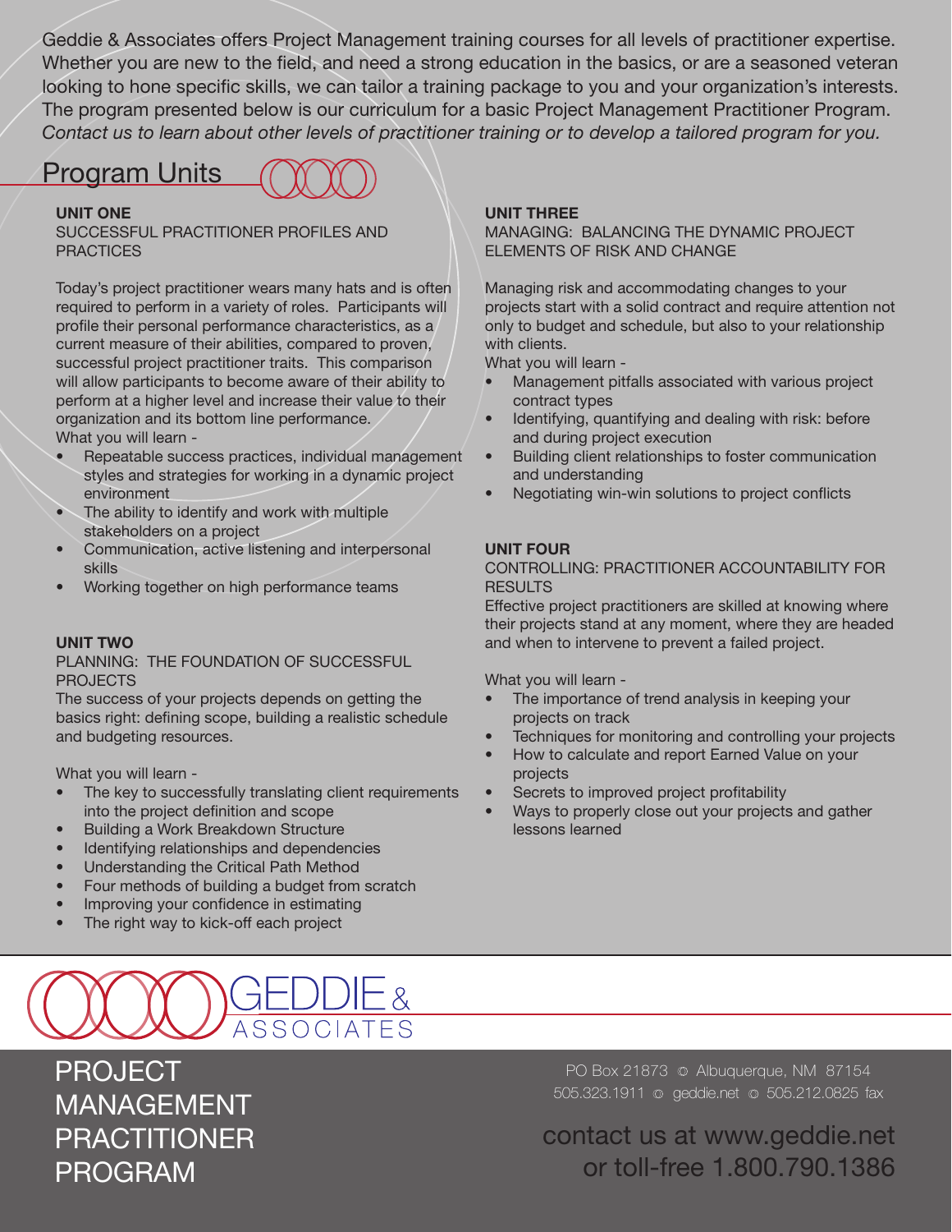Geddie & Associates offers Project Management training courses for all levels of practitioner expertise. Whether you are new to the field, and need a strong education in the basics, or are a seasoned veteran looking to hone specific skills, we can tailor a training package to you and your organization's interests. The program presented below is our curriculum for a basic Project Management Practitioner Program. *Contact us to learn about other levels of practitioner training or to develop a tailored program for you.*

## Program Units

**UNIT ONE**

SUCCESSFUL PRACTITIONER PROFILES AND PRACTICES

Today's project practitioner wears many hats and is often required to perform in a variety of roles. Participants will profile their personal performance characteristics, as a current measure of their abilities, compared to proven, successful project practitioner traits. This comparison will allow participants to become aware of their ability to perform at a higher level and increase their value to their organization and its bottom line performance.

What you will learn -

- Repeatable success practices, individual management styles and strategies for working in a dynamic project environment
- The ability to identify and work with multiple stakeholders on a project
- Communication, active listening and interpersonal skills
- Working together on high performance teams

**UNIT TWO**

PLANNING: THE FOUNDATION OF SUCCESSFUL PROJECTS

The success of your projects depends on getting the basics right: defining scope, building a realistic schedule and budgeting resources.

What you will learn -

- The key to successfully translating client requirements into the project definition and scope
- Building a Work Breakdown Structure
- Identifying relationships and dependencies
- Understanding the Critical Path Method
- Four methods of building a budget from scratch
- Improving your confidence in estimating
- The right way to kick-off each project

**UNIT THREE**

MANAGING: BALANCING THE DYNAMIC PROJECT ELEMENTS OF RISK AND CHANGE

Managing risk and accommodating changes to your projects start with a solid contract and require attention not only to budget and schedule, but also to your relationship with clients.

What you will learn -

- Management pitfalls associated with various project contract types
- Identifying, quantifying and dealing with risk: before and during project execution
- Building client relationships to foster communication and understanding
- Negotiating win-win solutions to project conflicts

**UNIT FOUR**

CONTROLLING: PRACTITIONER ACCOUNTABILITY FOR RESULTS

Effective project practitioners are skilled at knowing where their projects stand at any moment, where they are headed and when to intervene to prevent a failed project.

What you will learn -

- The importance of trend analysis in keeping your projects on track
- Techniques for monitoring and controlling your projects
- How to calculate and report Earned Value on your projects
- Secrets to improved project profitability
- Ways to properly close out your projects and gather lessons learned

GEDDIE & ASSOCIATES

PROJECT MANAGEMENT PRACTITIONER PROGRAM

PO Box 21873 ◎ Albuquerque, NM 87154
505.323.1911 ◎ geddie.net ◎ 505.212.0825 fax

contact us at www.geddie.net
or toll-free 1.800.790.1386